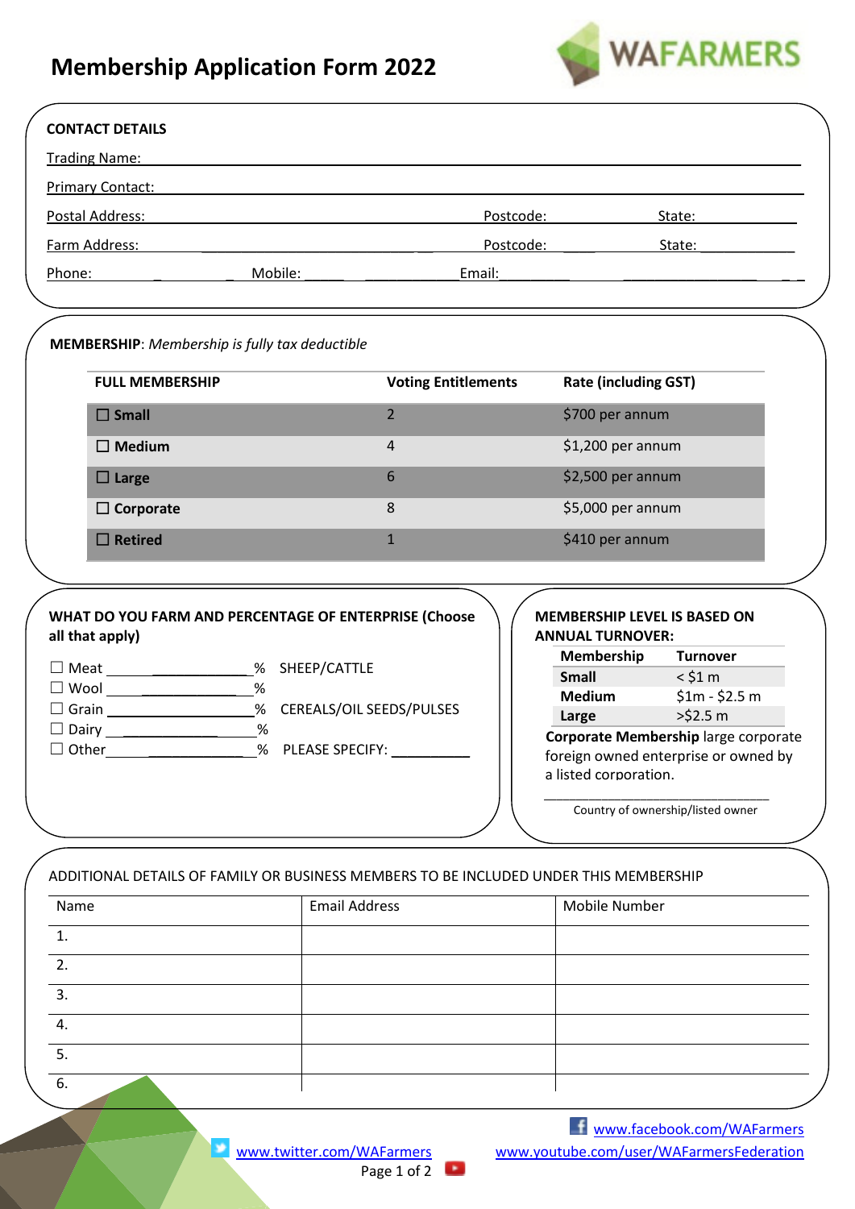# Membership Application Form 2022

WAFARMERS

## CONTACT DETAILS

Trading Name: ______________________________

Primary Contact: ______________________________

Postal Address: ______________________________ Postcode: __________ State: __________

Farm Address: ______________________________ Postcode: __________ State: __________

Phone: __________ Mobile: __________ Email: __________

## MEMBERSHIP: *Membership is fully tax deductible*

| FULL MEMBERSHIP | Voting Entitlements | Rate (including GST) |
|---|---|---|
| ☐ **Small** | 2 | $700 per annum |
| ☐ **Medium** | 4 | $1,200 per annum |
| ☐ **Large** | 6 | $2,500 per annum |
| ☐ **Corporate** | 8 | $5,000 per annum |
| ☐ **Retired** | 1 | $410 per annum |

## WHAT DO YOU FARM AND PERCENTAGE OF ENTERPRISE (Choose all that apply)

☐ Meat __________% SHEEP/CATTLE

☐ Wool __________%

☐ Grain __________% CEREALS/OIL SEEDS/PULSES

☐ Dairy __________%

☐ Other __________% PLEASE SPECIFY: __________

## MEMBERSHIP LEVEL IS BASED ON ANNUAL TURNOVER:

| Membership | Turnover |
|---|---|
| **Small** | < $1 m |
| **Medium** | $1m - $2.5 m |
| **Large** | >$2.5 m |

**Corporate Membership** large corporate foreign owned enterprise or owned by a listed corporation.

______________________________

Country of ownership/listed owner

## ADDITIONAL DETAILS OF FAMILY OR BUSINESS MEMBERS TO BE INCLUDED UNDER THIS MEMBERSHIP

| Name | Email Address | Mobile Number |
|---|---|---|
| 1. | | |
| 2. | | |
| 3. | | |
| 4. | | |
| 5. | | |
| 6. | | |

www.facebook.com/WAFarmers

www.twitter.com/WAFarmers

www.youtube.com/user/WAFarmersFederation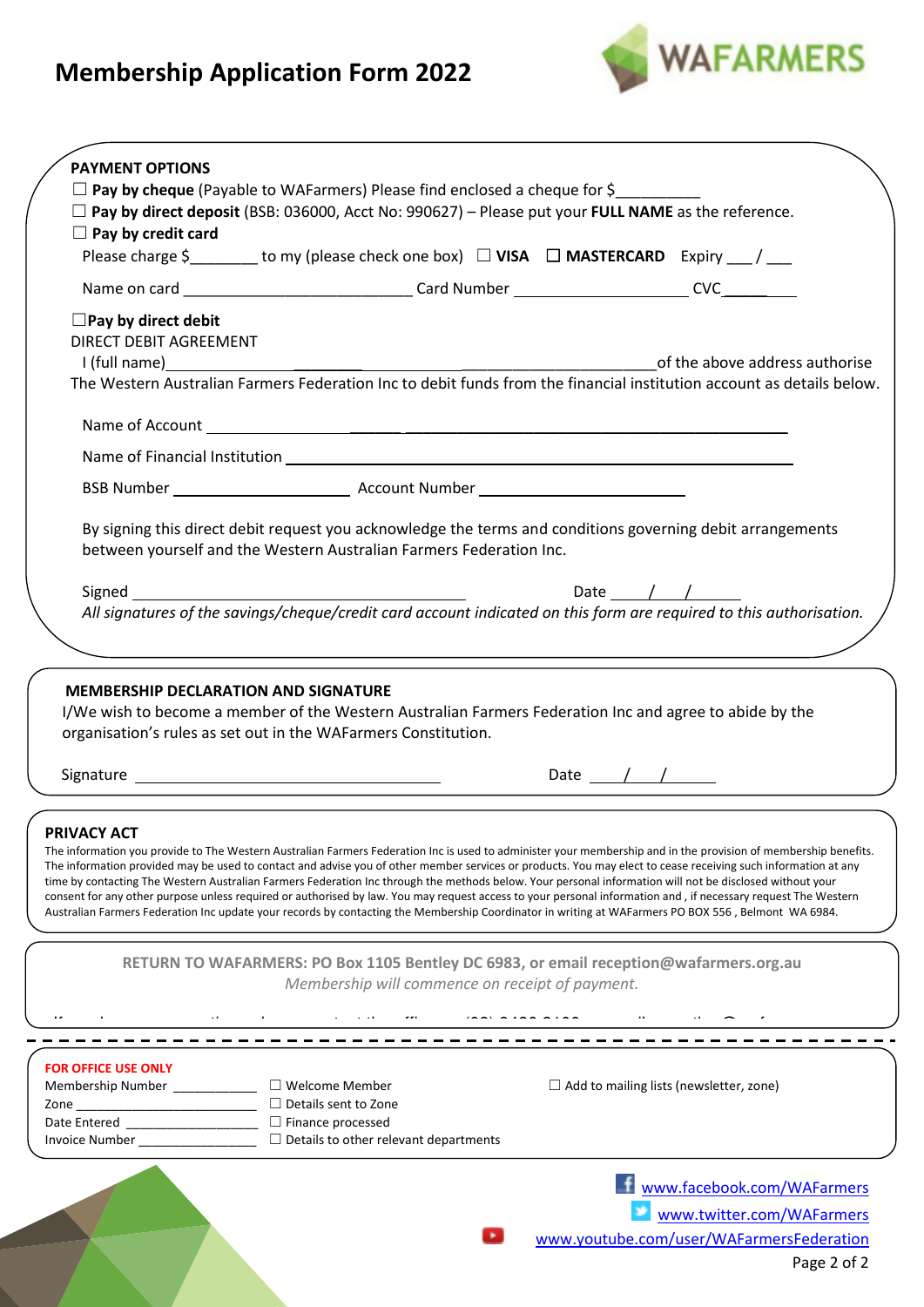# Membership Application Form 2022

## PAYMENT OPTIONS

☐ **Pay by cheque** (Payable to WAFarmers) Please find enclosed a cheque for $__________

☐ **Pay by direct deposit** (BSB: 036000, Acct No: 990627) – Please put your **FULL NAME** as the reference.

☐ **Pay by credit card**

Please charge $________ to my (please check one box) ☐ **VISA** ☐ **MASTERCARD** Expiry ___ / ___

Name on card ____________________________ Card Number _____________________ CVC__________

☐**Pay by direct debit**

DIRECT DEBIT AGREEMENT

I (full name)________________________________________________of the above address authorise The Western Australian Farmers Federation Inc to debit funds from the financial institution account as details below.

Name of Account ______________________________________________________________

Name of Financial Institution ______________________________________________________

BSB Number ______________________ Account Number __________________________

By signing this direct debit request you acknowledge the terms and conditions governing debit arrangements between yourself and the Western Australian Farmers Federation Inc.

Signed ____________________________________________ Date ____/____/______

*All signatures of the savings/cheque/credit card account indicated on this form are required to this authorisation.*

## MEMBERSHIP DECLARATION AND SIGNATURE

I/We wish to become a member of the Western Australian Farmers Federation Inc and agree to abide by the organisation's rules as set out in the WAFarmers Constitution.

Signature ________________________________________ Date ____/____/______

## PRIVACY ACT

The information you provide to The Western Australian Farmers Federation Inc is used to administer your membership and in the provision of membership benefits. The information provided may be used to contact and advise you of other member services or products. You may elect to cease receiving such information at any time by contacting The Western Australian Farmers Federation Inc through the methods below. Your personal information will not be disclosed without your consent for any other purpose unless required or authorised by law. You may request access to your personal information and , if necessary request The Western Australian Farmers Federation Inc update your records by contacting the Membership Coordinator in writing at WAFarmers PO BOX 556 , Belmont WA 6984.

**RETURN TO WAFARMERS: PO Box 1105 Bentley DC 6983, or email reception@wafarmers.org.au**

*Membership will commence on receipt of payment.*

---

**FOR OFFICE USE ONLY**

Membership Number ____________ ☐ Welcome Member ☐ Add to mailing lists (newsletter, zone)

Zone ________________________ ☐ Details sent to Zone

Date Entered __________________ ☐ Finance processed

Invoice Number ________________ ☐ Details to other relevant departments

www.facebook.com/WAFarmers

www.twitter.com/WAFarmers

www.youtube.com/user/WAFarmersFederation